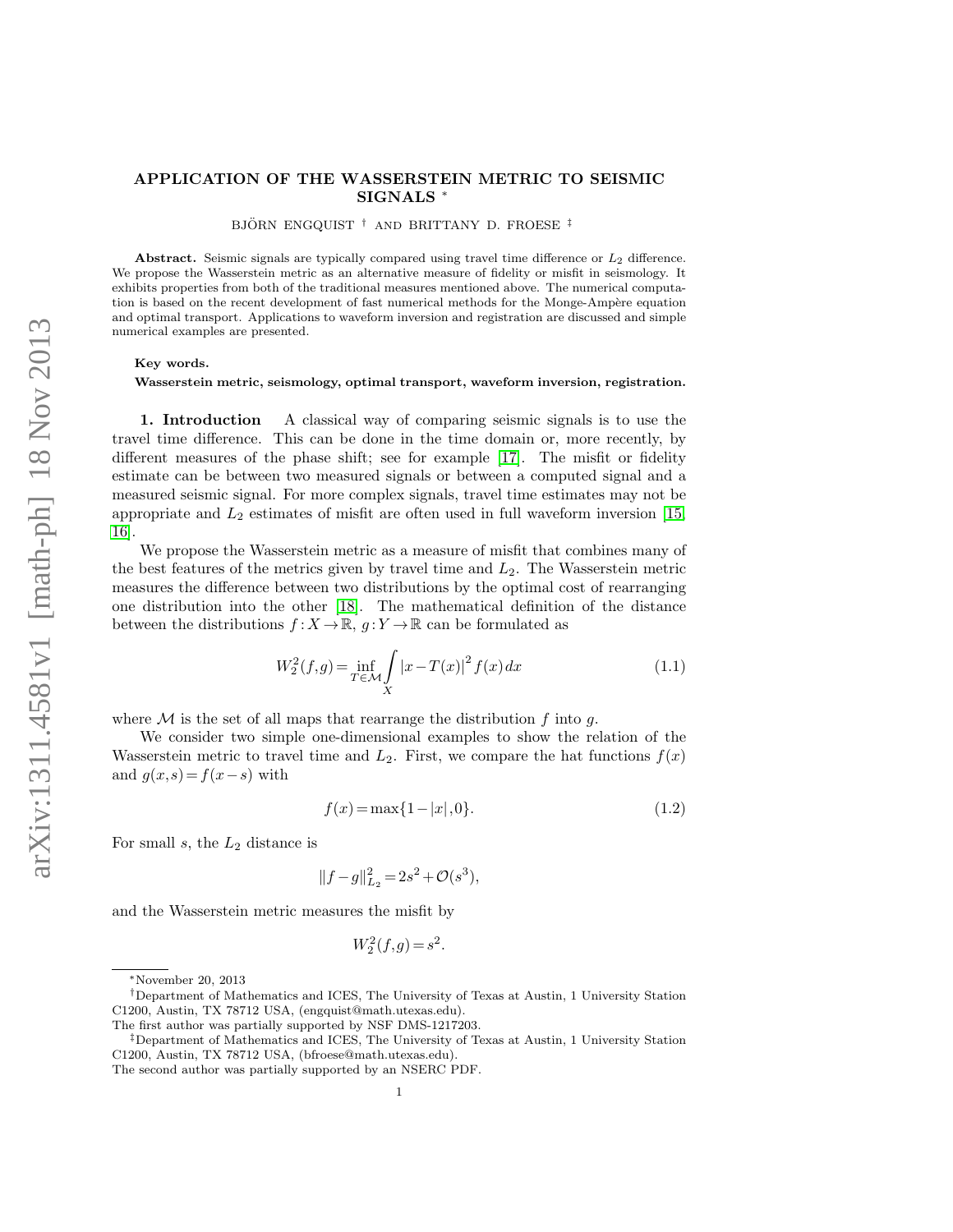# APPLICATION OF THE WASSERSTEIN METRIC TO SEISMIC SIGNALS *

BJÖRN ENGQUIST † AND BRITTANY D. FROESE ‡

**Abstract.** Seismic signals are typically compared using travel time difference or $L_2$ difference. We propose the Wasserstein metric as an alternative measure of fidelity or misfit in seismology. It exhibits properties from both of the traditional measures mentioned above. The numerical computation is based on the recent development of fast numerical methods for the Monge-Ampère equation and optimal transport. Applications to waveform inversion and registration are discussed and simple numerical examples are presented.

**Key words.**

**Wasserstein metric, seismology, optimal transport, waveform inversion, registration.**

## 1. Introduction

A classical way of comparing seismic signals is to use the travel time difference. This can be done in the time domain or, more recently, by different measures of the phase shift; see for example [17]. The misfit or fidelity estimate can be between two measured signals or between a computed signal and a measured seismic signal. For more complex signals, travel time estimates may not be appropriate and $L_2$ estimates of misfit are often used in full waveform inversion [15, 16].

We propose the Wasserstein metric as a measure of misfit that combines many of the best features of the metrics given by travel time and $L_2$. The Wasserstein metric measures the difference between two distributions by the optimal cost of rearranging one distribution into the other [18]. The mathematical definition of the distance between the distributions $f:X \to \mathbb{R}$, $g:Y \to \mathbb{R}$ can be formulated as

$$W_2^2(f,g) = \inf_{T\in\mathcal{M}} \int_X |x - T(x)|^2 f(x)\,dx \tag{1.1}$$

where $\mathcal{M}$ is the set of all maps that rearrange the distribution $f$ into $g$.

We consider two simple one-dimensional examples to show the relation of the Wasserstein metric to travel time and $L_2$. First, we compare the hat functions $f(x)$ and $g(x,s) = f(x-s)$ with

$$f(x) = \max\{1 - |x|, 0\}. \tag{1.2}$$

For small $s$, the $L_2$ distance is

$$\|f - g\|_{L_2}^2 = 2s^2 + \mathcal{O}(s^3),$$

and the Wasserstein metric measures the misfit by

$$W_2^2(f,g) = s^2.$$

---

*November 20, 2013

†Department of Mathematics and ICES, The University of Texas at Austin, 1 University Station C1200, Austin, TX 78712 USA, (engquist@math.utexas.edu).
The first author was partially supported by NSF DMS-1217203.

‡Department of Mathematics and ICES, The University of Texas at Austin, 1 University Station C1200, Austin, TX 78712 USA, (bfroese@math.utexas.edu).
The second author was partially supported by an NSERC PDF.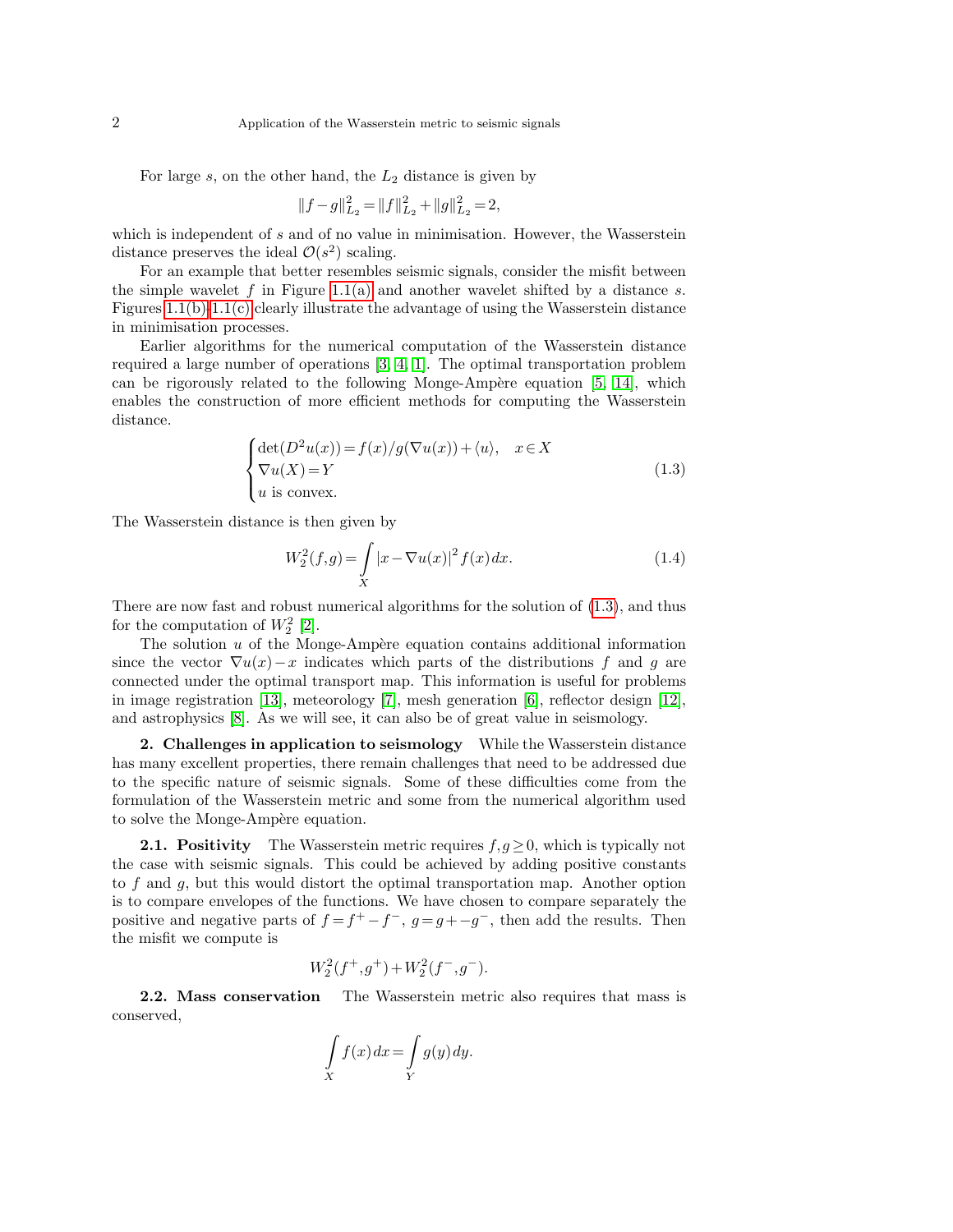For large $s$, on the other hand, the $L_2$ distance is given by

$$\|f-g\|_{L_2}^2 = \|f\|_{L_2}^2 + \|g\|_{L_2}^2 = 2,$$

which is independent of $s$ and of no value in minimisation. However, the Wasserstein distance preserves the ideal $\mathcal{O}(s^2)$ scaling.

For an example that better resembles seismic signals, consider the misfit between the simple wavelet $f$ in Figure 1.1(a) and another wavelet shifted by a distance $s$. Figures 1.1(b)-1.1(c) clearly illustrate the advantage of using the Wasserstein distance in minimisation processes.

Earlier algorithms for the numerical computation of the Wasserstein distance required a large number of operations [3, 4, 1]. The optimal transportation problem can be rigorously related to the following Monge-Ampère equation [5, 14], which enables the construction of more efficient methods for computing the Wasserstein distance.

$$\begin{cases} \det(D^2u(x)) = f(x)/g(\nabla u(x)) + \langle u \rangle, & x \in X \\ \nabla u(X) = Y \\ u \text{ is convex.} \end{cases} \tag{1.3}$$

The Wasserstein distance is then given by

$$W_2^2(f,g) = \int_X |x - \nabla u(x)|^2 f(x)\, dx. \tag{1.4}$$

There are now fast and robust numerical algorithms for the solution of (1.3), and thus for the computation of $W_2^2$ [2].

The solution $u$ of the Monge-Ampère equation contains additional information since the vector $\nabla u(x) - x$ indicates which parts of the distributions $f$ and $g$ are connected under the optimal transport map. This information is useful for problems in image registration [13], meteorology [7], mesh generation [6], reflector design [12], and astrophysics [8]. As we will see, it can also be of great value in seismology.

## 2. Challenges in application to seismology

While the Wasserstein distance has many excellent properties, there remain challenges that need to be addressed due to the specific nature of seismic signals. Some of these difficulties come from the formulation of the Wasserstein metric and some from the numerical algorithm used to solve the Monge-Ampère equation.

### 2.1. Positivity

The Wasserstein metric requires $f, g \geq 0$, which is typically not the case with seismic signals. This could be achieved by adding positive constants to $f$ and $g$, but this would distort the optimal transportation map. Another option is to compare envelopes of the functions. We have chosen to compare separately the positive and negative parts of $f = f^+ - f^-$, $g = g + -g^-$, then add the results. Then the misfit we compute is

$$W_2^2(f^+, g^+) + W_2^2(f^-, g^-).$$

### 2.2. Mass conservation

The Wasserstein metric also requires that mass is conserved,

$$\int_X f(x)\, dx = \int_Y g(y)\, dy.$$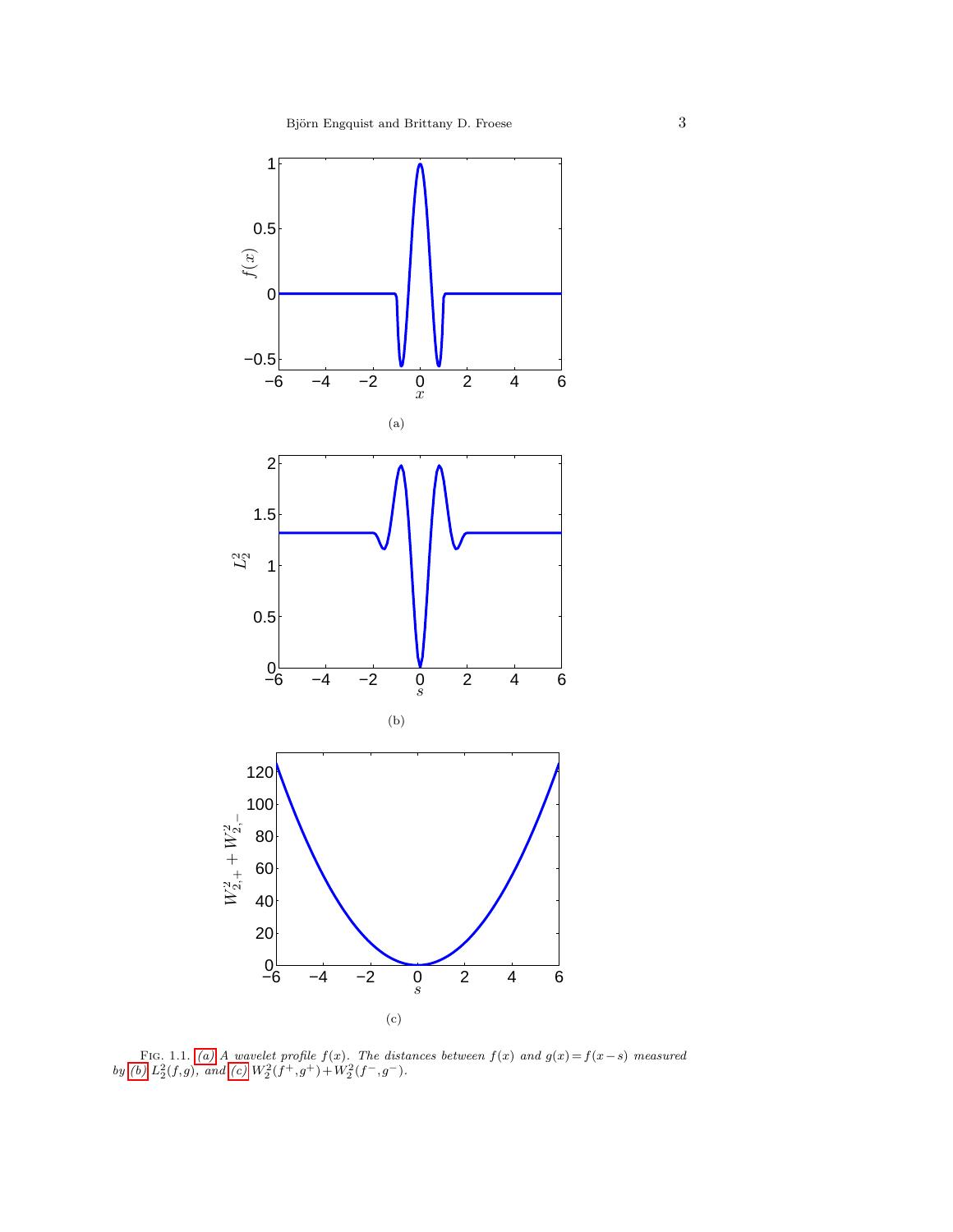1

0.5

$f(x)$

0

−0.5

−6 −4 −2 0 2 4 6

$x$

(a)

2

1.5

$L_2^2$

1

0.5

0

−6 −4 −2 0 2 4 6

$s$

(b)

120

100

80

$W_{2,+}^2 + W_{2,-}^2$

60

40

20

0

−6 −4 −2 0 2 4 6

$s$

(c)

FIG. 1.1. *(a) A wavelet profile $f(x)$. The distances between $f(x)$ and $g(x) = f(x-s)$ measured by (b) $L_2^2(f,g)$, and (c) $W_2^2(f^+,g^+) + W_2^2(f^-,g^-)$.*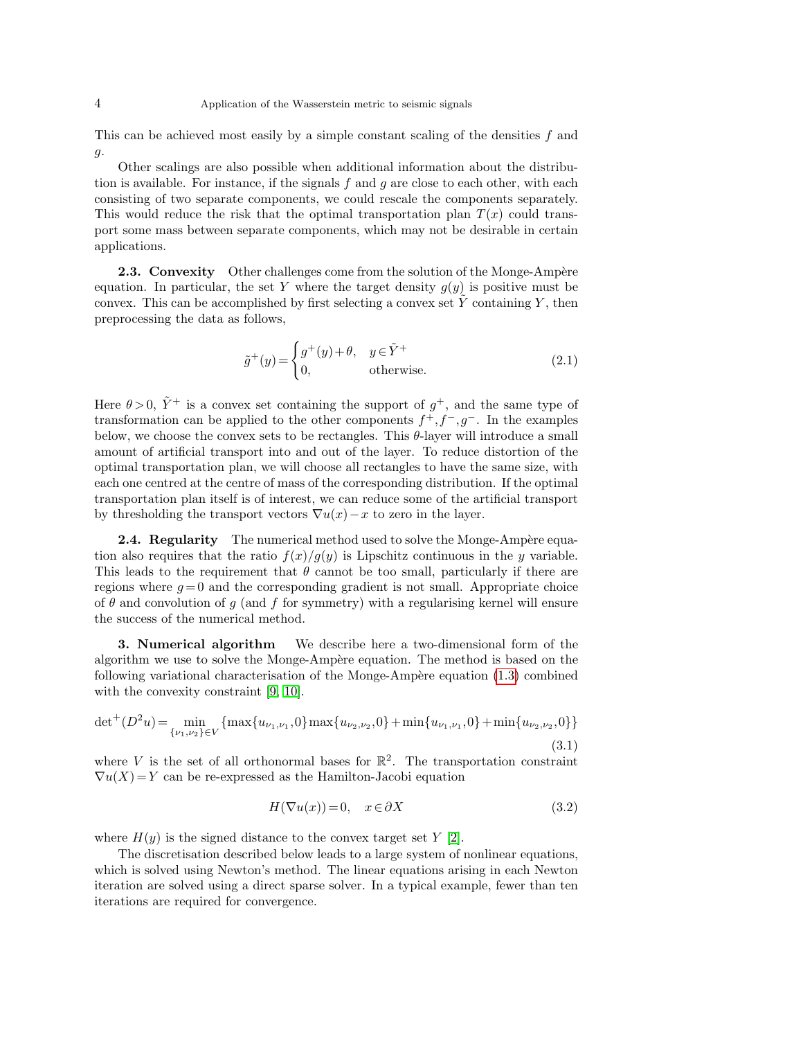This can be achieved most easily by a simple constant scaling of the densities $f$ and $g$.

Other scalings are also possible when additional information about the distribution is available. For instance, if the signals $f$ and $g$ are close to each other, with each consisting of two separate components, we could rescale the components separately. This would reduce the risk that the optimal transportation plan $T(x)$ could transport some mass between separate components, which may not be desirable in certain applications.

**2.3. Convexity** Other challenges come from the solution of the Monge-Ampère equation. In particular, the set $Y$ where the target density $g(y)$ is positive must be convex. This can be accomplished by first selecting a convex set $\tilde{Y}$ containing $Y$, then preprocessing the data as follows,

$$\tilde{g}^+(y) = \begin{cases} g^+(y) + \theta, & y \in \tilde{Y}^+ \\ 0, & \text{otherwise.} \end{cases} \tag{2.1}$$

Here $\theta > 0$, $\tilde{Y}^+$ is a convex set containing the support of $g^+$, and the same type of transformation can be applied to the other components $f^+, f^-, g^-$. In the examples below, we choose the convex sets to be rectangles. This $\theta$-layer will introduce a small amount of artificial transport into and out of the layer. To reduce distortion of the optimal transportation plan, we will choose all rectangles to have the same size, with each one centred at the centre of mass of the corresponding distribution. If the optimal transportation plan itself is of interest, we can reduce some of the artificial transport by thresholding the transport vectors $\nabla u(x) - x$ to zero in the layer.

**2.4. Regularity** The numerical method used to solve the Monge-Ampère equation also requires that the ratio $f(x)/g(y)$ is Lipschitz continuous in the $y$ variable. This leads to the requirement that $\theta$ cannot be too small, particularly if there are regions where $g = 0$ and the corresponding gradient is not small. Appropriate choice of $\theta$ and convolution of $g$ (and $f$ for symmetry) with a regularising kernel will ensure the success of the numerical method.

**3. Numerical algorithm** We describe here a two-dimensional form of the algorithm we use to solve the Monge-Ampère equation. The method is based on the following variational characterisation of the Monge-Ampère equation (1.3) combined with the convexity constraint [9, 10].

$$\det{}^+(D^2u) = \min_{\{\nu_1,\nu_2\}\in V} \{\max\{u_{\nu_1,\nu_1}, 0\}\max\{u_{\nu_2,\nu_2}, 0\} + \min\{u_{\nu_1,\nu_1}, 0\} + \min\{u_{\nu_2,\nu_2}, 0\}\} \tag{3.1}$$

where $V$ is the set of all orthonormal bases for $\mathbb{R}^2$. The transportation constraint $\nabla u(X) = Y$ can be re-expressed as the Hamilton-Jacobi equation

$$H(\nabla u(x)) = 0, \quad x \in \partial X \tag{3.2}$$

where $H(y)$ is the signed distance to the convex target set $Y$ [2].

The discretisation described below leads to a large system of nonlinear equations, which is solved using Newton's method. The linear equations arising in each Newton iteration are solved using a direct sparse solver. In a typical example, fewer than ten iterations are required for convergence.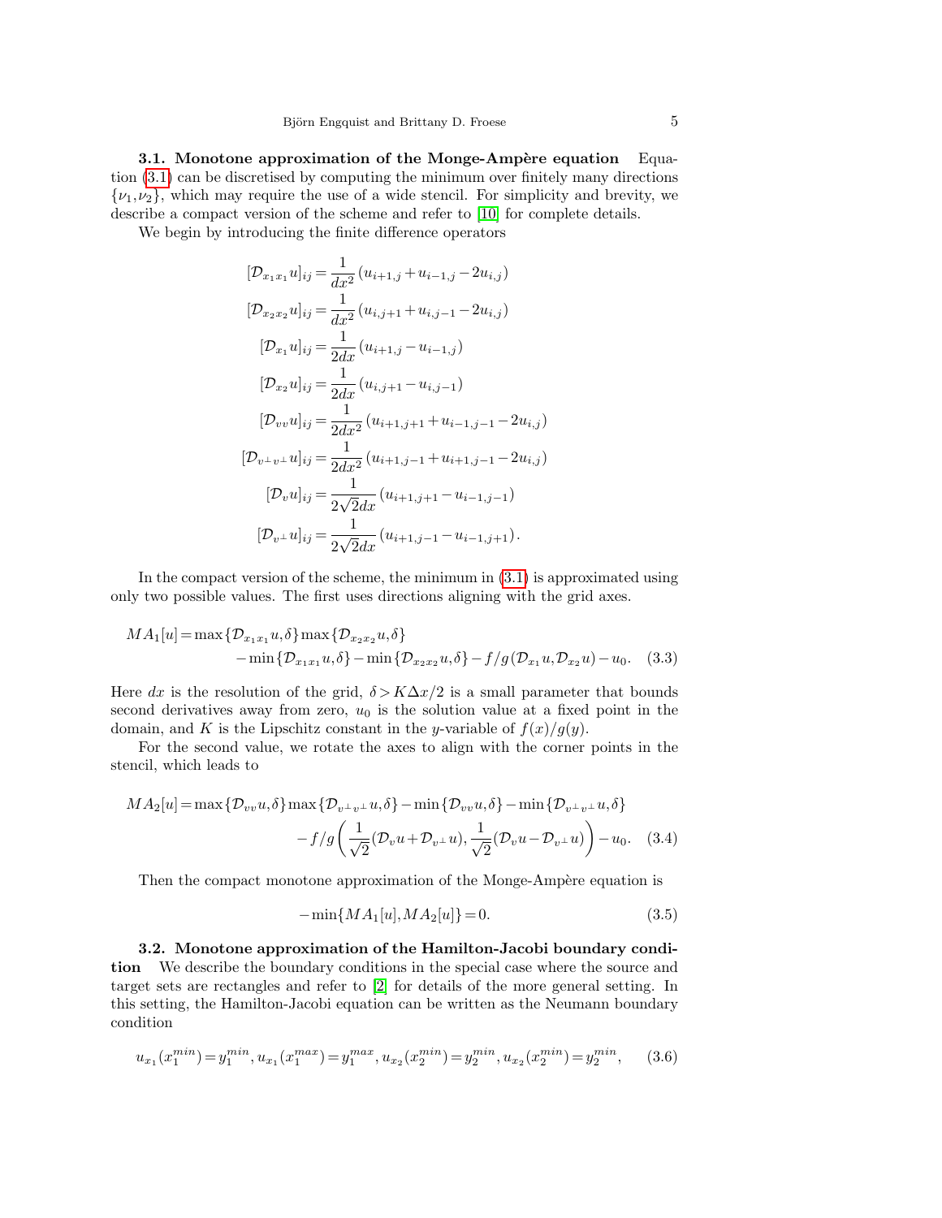### 3.1. Monotone approximation of the Monge-Ampère equation

Equation (3.1) can be discretised by computing the minimum over finitely many directions $\{\nu_1, \nu_2\}$, which may require the use of a wide stencil. For simplicity and brevity, we describe a compact version of the scheme and refer to [10] for complete details.

We begin by introducing the finite difference operators

$$
\begin{aligned}
[\mathcal{D}_{x_1x_1}u]_{ij} &= \frac{1}{dx^2}\left(u_{i+1,j}+u_{i-1,j}-2u_{i,j}\right)\\
[\mathcal{D}_{x_2x_2}u]_{ij} &= \frac{1}{dx^2}\left(u_{i,j+1}+u_{i,j-1}-2u_{i,j}\right)\\
[\mathcal{D}_{x_1}u]_{ij} &= \frac{1}{2dx}\left(u_{i+1,j}-u_{i-1,j}\right)\\
[\mathcal{D}_{x_2}u]_{ij} &= \frac{1}{2dx}\left(u_{i,j+1}-u_{i,j-1}\right)\\
[\mathcal{D}_{vv}u]_{ij} &= \frac{1}{2dx^2}\left(u_{i+1,j+1}+u_{i-1,j-1}-2u_{i,j}\right)\\
[\mathcal{D}_{v^\perp v^\perp}u]_{ij} &= \frac{1}{2dx^2}\left(u_{i+1,j-1}+u_{i+1,j-1}-2u_{i,j}\right)\\
[\mathcal{D}_{v}u]_{ij} &= \frac{1}{2\sqrt{2}dx}\left(u_{i+1,j+1}-u_{i-1,j-1}\right)\\
[\mathcal{D}_{v^\perp}u]_{ij} &= \frac{1}{2\sqrt{2}dx}\left(u_{i+1,j-1}-u_{i-1,j+1}\right).
\end{aligned}
$$

In the compact version of the scheme, the minimum in (3.1) is approximated using only two possible values. The first uses directions aligning with the grid axes.

$$
\begin{aligned}
MA_1[u] = \;&\max\{\mathcal{D}_{x_1x_1}u,\delta\}\max\{\mathcal{D}_{x_2x_2}u,\delta\}\\
&-\min\{\mathcal{D}_{x_1x_1}u,\delta\}-\min\{\mathcal{D}_{x_2x_2}u,\delta\}-f/g\left(\mathcal{D}_{x_1}u,\mathcal{D}_{x_2}u\right)-u_0. \quad (3.3)
\end{aligned}
$$

Here $dx$ is the resolution of the grid, $\delta > K\Delta x/2$ is a small parameter that bounds second derivatives away from zero, $u_0$ is the solution value at a fixed point in the domain, and $K$ is the Lipschitz constant in the $y$-variable of $f(x)/g(y)$.

For the second value, we rotate the axes to align with the corner points in the stencil, which leads to

$$
\begin{aligned}
MA_2[u] = \;&\max\{\mathcal{D}_{vv}u,\delta\}\max\{\mathcal{D}_{v^\perp v^\perp}u,\delta\}-\min\{\mathcal{D}_{vv}u,\delta\}-\min\{\mathcal{D}_{v^\perp v^\perp}u,\delta\}\\
&-f/g\left(\frac{1}{\sqrt{2}}(\mathcal{D}_v u+\mathcal{D}_{v^\perp}u),\frac{1}{\sqrt{2}}(\mathcal{D}_v u-\mathcal{D}_{v^\perp}u)\right)-u_0. \quad (3.4)
\end{aligned}
$$

Then the compact monotone approximation of the Monge-Ampère equation is

$$
-\min\{MA_1[u], MA_2[u]\} = 0. \quad (3.5)
$$

### 3.2. Monotone approximation of the Hamilton-Jacobi boundary condition

We describe the boundary conditions in the special case where the source and target sets are rectangles and refer to [2] for details of the more general setting. In this setting, the Hamilton-Jacobi equation can be written as the Neumann boundary condition

$$
u_{x_1}(x_1^{min}) = y_1^{min},\; u_{x_1}(x_1^{max}) = y_1^{max},\; u_{x_2}(x_2^{min}) = y_2^{min},\; u_{x_2}(x_2^{min}) = y_2^{min}, \quad (3.6)
$$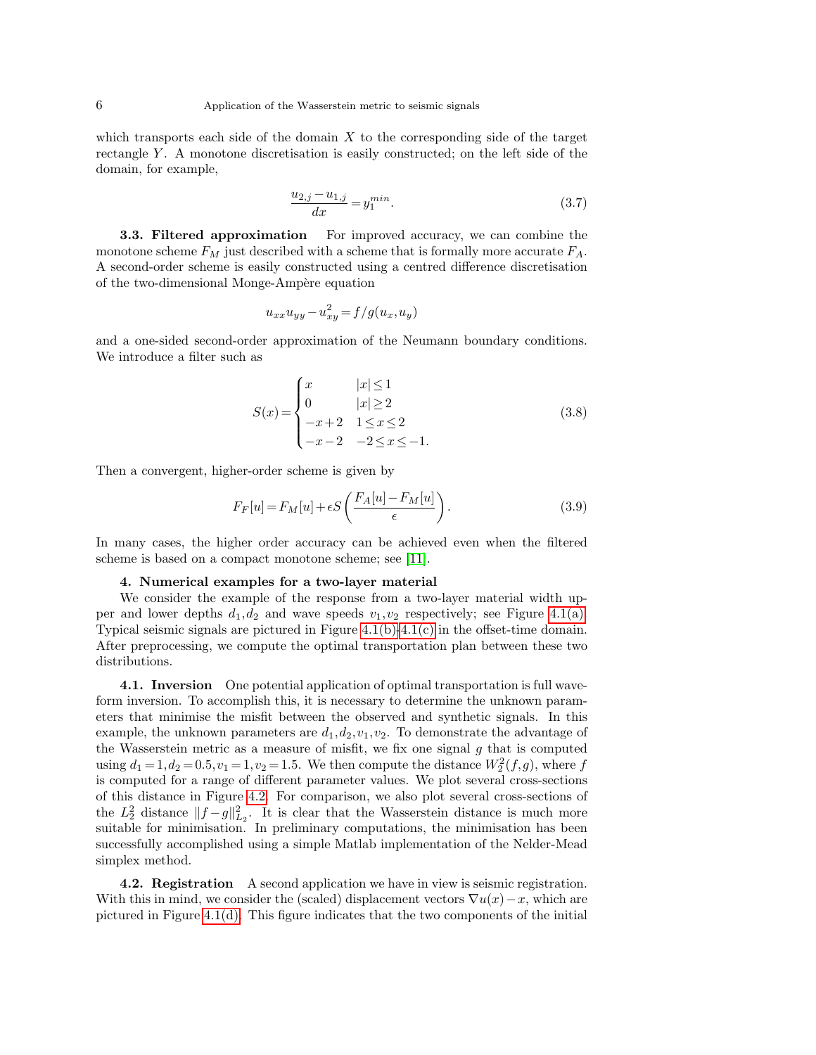which transports each side of the domain $X$ to the corresponding side of the target rectangle $Y$. A monotone discretisation is easily constructed; on the left side of the domain, for example,

$$\frac{u_{2,j}-u_{1,j}}{dx} = y_1^{min}. \tag{3.7}$$

**3.3. Filtered approximation** For improved accuracy, we can combine the monotone scheme $F_M$ just described with a scheme that is formally more accurate $F_A$. A second-order scheme is easily constructed using a centred difference discretisation of the two-dimensional Monge-Ampère equation

$$u_{xx}u_{yy} - u_{xy}^2 = f/g(u_x, u_y)$$

and a one-sided second-order approximation of the Neumann boundary conditions. We introduce a filter such as

$$S(x) = \begin{cases} x & |x| \le 1 \\ 0 & |x| \ge 2 \\ -x+2 & 1 \le x \le 2 \\ -x-2 & -2 \le x \le -1. \end{cases} \tag{3.8}$$

Then a convergent, higher-order scheme is given by

$$F_F[u] = F_M[u] + \epsilon S\left(\frac{F_A[u]-F_M[u]}{\epsilon}\right). \tag{3.9}$$

In many cases, the higher order accuracy can be achieved even when the filtered scheme is based on a compact monotone scheme; see [11].

## 4. Numerical examples for a two-layer material

We consider the example of the response from a two-layer material width upper and lower depths $d_1, d_2$ and wave speeds $v_1, v_2$ respectively; see Figure 4.1(a). Typical seismic signals are pictured in Figure 4.1(b)-4.1(c) in the offset-time domain. After preprocessing, we compute the optimal transportation plan between these two distributions.

**4.1. Inversion** One potential application of optimal transportation is full waveform inversion. To accomplish this, it is necessary to determine the unknown parameters that minimise the misfit between the observed and synthetic signals. In this example, the unknown parameters are $d_1, d_2, v_1, v_2$. To demonstrate the advantage of the Wasserstein metric as a measure of misfit, we fix one signal $g$ that is computed using $d_1 = 1, d_2 = 0.5, v_1 = 1, v_2 = 1.5$. We then compute the distance $W_2^2(f,g)$, where $f$ is computed for a range of different parameter values. We plot several cross-sections of this distance in Figure 4.2. For comparison, we also plot several cross-sections of the $L_2^2$ distance $\|f-g\|_{L_2}^2$. It is clear that the Wasserstein distance is much more suitable for minimisation. In preliminary computations, the minimisation has been successfully accomplished using a simple Matlab implementation of the Nelder-Mead simplex method.

**4.2. Registration** A second application we have in view is seismic registration. With this in mind, we consider the (scaled) displacement vectors $\nabla u(x) - x$, which are pictured in Figure 4.1(d). This figure indicates that the two components of the initial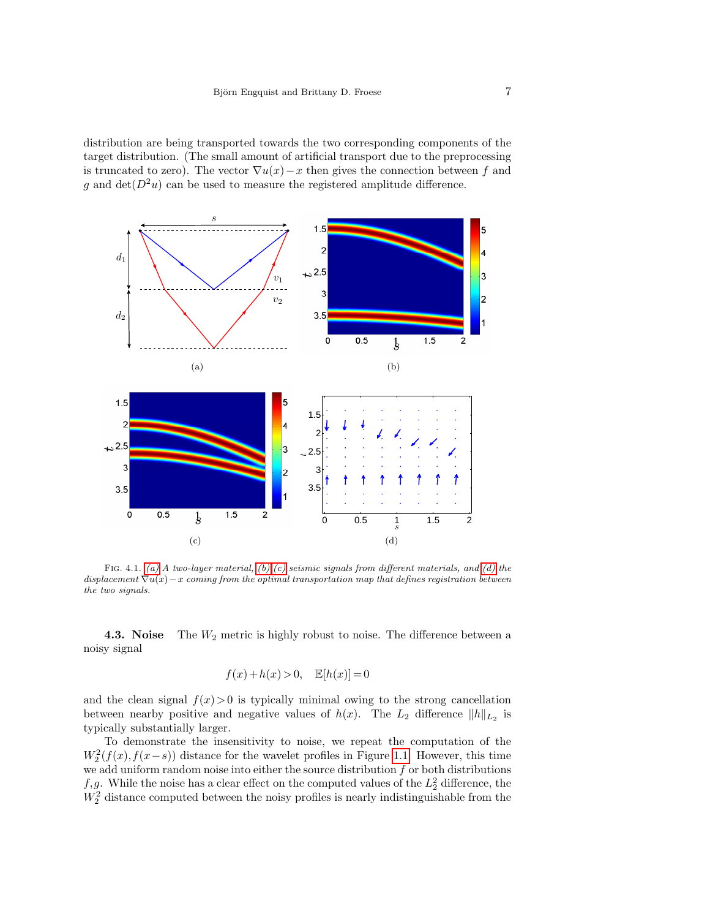distribution are being transported towards the two corresponding components of the target distribution. (The small amount of artificial transport due to the preprocessing is truncated to zero). The vector $\nabla u(x) - x$ then gives the connection between $f$ and $g$ and $\det(D^2 u)$ can be used to measure the registered amplitude difference.

s
$d_1$
$d_2$
$v_1$
$v_2$
(a)

1.5
2
t 2.5
3
3.5
0 0.5 1 1.5 2
s
5
4
3
2
1
(b)

1.5
2
t 2.5
3
3.5
0 0.5 1 1.5 2
s
5
4
3
2
1
(c)

1.5
2
t 2.5
3
3.5
0 0.5 1 1.5 2
s
(d)

Fig. 4.1. *(a) A two-layer material, (b) (c) seismic signals from different materials, and (d) the displacement $\nabla u(x) - x$ coming from the optimal transportation map that defines registration between the two signals.*

**4.3. Noise** The $W_2$ metric is highly robust to noise. The difference between a noisy signal

$$f(x) + h(x) > 0, \quad \mathbb{E}[h(x)] = 0$$

and the clean signal $f(x) > 0$ is typically minimal owing to the strong cancellation between nearby positive and negative values of $h(x)$. The $L_2$ difference $\|h\|_{L_2}$ is typically substantially larger.

To demonstrate the insensitivity to noise, we repeat the computation of the $W_2^2(f(x), f(x-s))$ distance for the wavelet profiles in Figure 1.1. However, this time we add uniform random noise into either the source distribution $f$ or both distributions $f, g$. While the noise has a clear effect on the computed values of the $L_2^2$ difference, the $W_2^2$ distance computed between the noisy profiles is nearly indistinguishable from the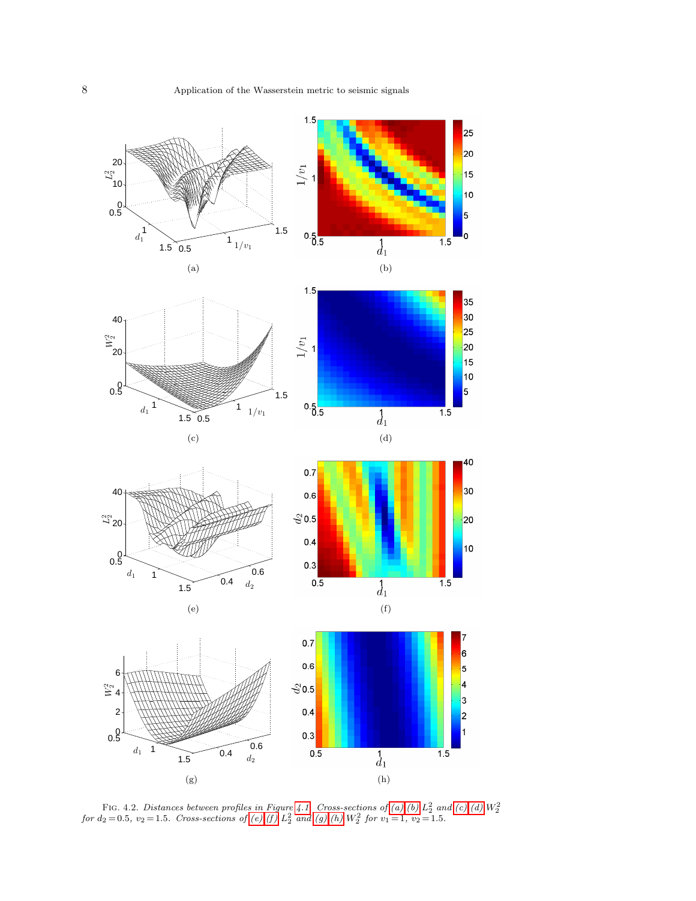(a)

(b)

(c)

(d)

(e)

(f)

(g)

(h)

FIG. 4.2. *Distances between profiles in Figure 4.1. Cross-sections of (a),(b) $L_2^2$ and (c),(d) $W_2^2$ for $d_2 = 0.5$, $v_2 = 1.5$. Cross-sections of (e),(f) $L_2^2$ and (g),(h) $W_2^2$ for $v_1 = 1$, $v_2 = 1.5$.*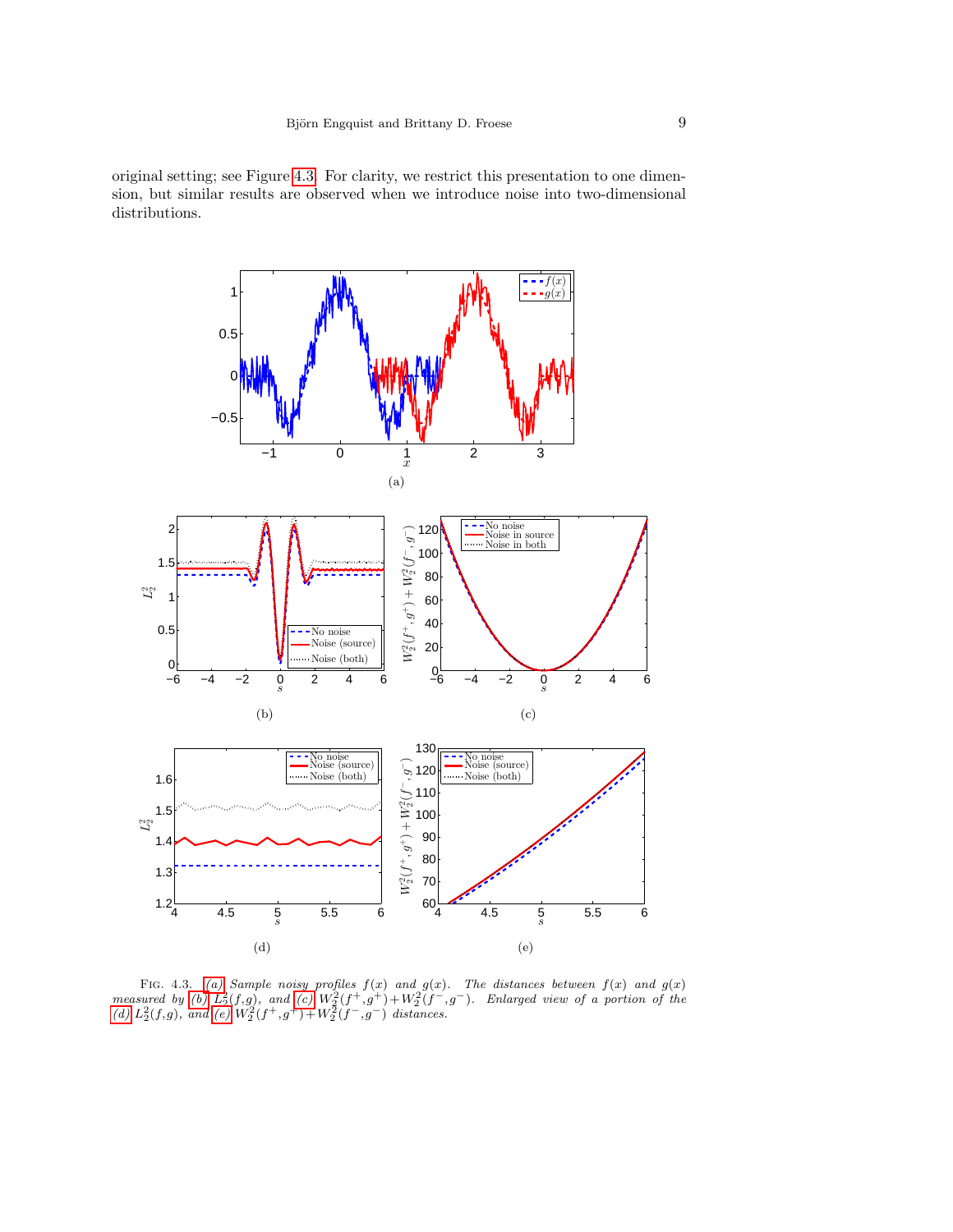original setting; see Figure 4.3. For clarity, we restrict this presentation to one dimension, but similar results are observed when we introduce noise into two-dimensional distributions.

FIG. 4.3. *(a) Sample noisy profiles $f(x)$ and $g(x)$. The distances between $f(x)$ and $g(x)$ measured by (b) $L_2^2(f,g)$, and (c) $W_2^2(f^+,g^+)+W_2^2(f^-,g^-)$. Enlarged view of a portion of the (d) $L_2^2(f,g)$, and (e) $W_2^2(f^+,g^+)+W_2^2(f^-,g^-)$ distances.*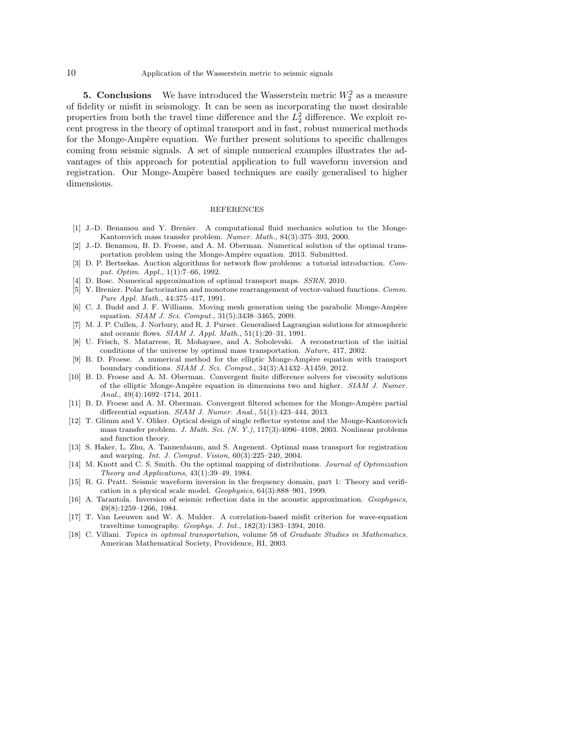**5. Conclusions** We have introduced the Wasserstein metric $W_2^2$ as a measure of fidelity or misfit in seismology. It can be seen as incorporating the most desirable properties from both the travel time difference and the $L_2^2$ difference. We exploit recent progress in the theory of optimal transport and in fast, robust numerical methods for the Monge-Ampère equation. We further present solutions to specific challenges coming from seismic signals. A set of simple numerical examples illustrates the advantages of this approach for potential application to full waveform inversion and registration. Our Monge-Ampère based techniques are easily generalised to higher dimensions.

## REFERENCES

[1] J.-D. Benamou and Y. Brenier. A computational fluid mechanics solution to the Monge-Kantorovich mass transfer problem. *Numer. Math.*, 84(3):375–393, 2000.

[2] J.-D. Benamou, B. D. Froese, and A. M. Oberman. Numerical solution of the optimal transportation problem using the Monge-Ampère equation. 2013. Submitted.

[3] D. P. Bertsekas. Auction algorithms for network flow problems: a tutorial introduction. *Comput. Optim. Appl.*, 1(1):7–66, 1992.

[4] D. Bosc. Numerical approximation of optimal transport maps. *SSRN*, 2010.

[5] Y. Brenier. Polar factorization and monotone rearrangement of vector-valued functions. *Comm. Pure Appl. Math.*, 44:375–417, 1991.

[6] C. J. Budd and J. F. Williams. Moving mesh generation using the parabolic Monge-Ampère equation. *SIAM J. Sci. Comput.*, 31(5):3438–3465, 2009.

[7] M. J. P. Cullen, J. Norbury, and R. J. Purser. Generalised Lagrangian solutions for atmospheric and oceanic flows. *SIAM J. Appl. Math.*, 51(1):20–31, 1991.

[8] U. Frisch, S. Matarrese, R. Mohayaee, and A. Sobolevski. A reconstruction of the initial conditions of the universe by optimal mass transportation. *Nature*, 417, 2002.

[9] B. D. Froese. A numerical method for the elliptic Monge-Ampère equation with transport boundary conditions. *SIAM J. Sci. Comput.*, 34(3):A1432–A1459, 2012.

[10] B. D. Froese and A. M. Oberman. Convergent finite difference solvers for viscosity solutions of the elliptic Monge-Ampère equation in dimensions two and higher. *SIAM J. Numer. Anal.*, 49(4):1692–1714, 2011.

[11] B. D. Froese and A. M. Oberman. Convergent filtered schemes for the Monge-Ampère partial differential equation. *SIAM J. Numer. Anal.*, 51(1):423–444, 2013.

[12] T. Glimm and V. Oliker. Optical design of single reflector systems and the Monge-Kantorovich mass transfer problem. *J. Math. Sci. (N. Y.)*, 117(3):4096–4108, 2003. Nonlinear problems and function theory.

[13] S. Haker, L. Zhu, A. Tannenbaum, and S. Angenent. Optimal mass transport for registration and warping. *Int. J. Comput. Vision*, 60(3):225–240, 2004.

[14] M. Knott and C. S. Smith. On the optimal mapping of distributions. *Journal of Optimization Theory and Applications*, 43(1):39–49, 1984.

[15] R. G. Pratt. Seismic waveform inversion in the frequency domain, part 1: Theory and verification in a physical scale model. *Geophysics*, 64(3):888–901, 1999.

[16] A. Tarantola. Inversion of seismic reflection data in the acoustic approximation. *Geophysics*, 49(8):1259–1266, 1984.

[17] T. Van Leeuwen and W. A. Mulder. A correlation-based misfit criterion for wave-equation traveltime tomography. *Geophys. J. Int.*, 182(3):1383–1394, 2010.

[18] C. Villani. *Topics in optimal transportation*, volume 58 of *Graduate Studies in Mathematics*. American Mathematical Society, Providence, RI, 2003.